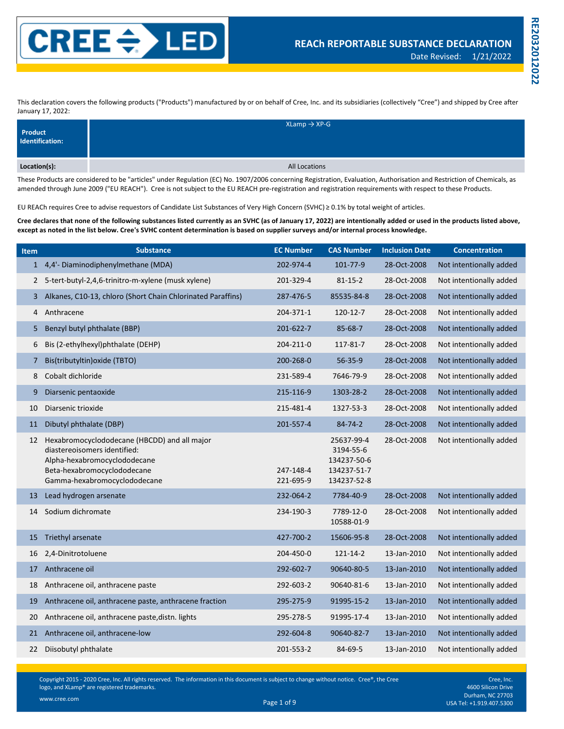# REACh REPORTABLE SUBSTANCE DECLARATION

Date Revised: 1/21/2022

RE203201 2022

This declaration covers the following products ("Products") manufactured by or on behalf of Cree, Inc. and its subsidiaries (collectively "Cree") and shipped by Cree after January 17, 2022:

| **Product Identification:** | XLamp → XP-G |
|---|---|
| **Location(s):** | All Locations |

These Products are considered to be "articles" under Regulation (EC) No. 1907/2006 concerning Registration, Evaluation, Authorisation and Restriction of Chemicals, as amended through June 2009 ("EU REACH"). Cree is not subject to the EU REACH pre-registration and registration requirements with respect to these Products.

EU REACh requires Cree to advise requestors of Candidate List Substances of Very High Concern (SVHC) ≥ 0.1% by total weight of articles.

**Cree declares that none of the following substances listed currently as an SVHC (as of January 17, 2022) are intentionally added or used in the products listed above, except as noted in the list below. Cree's SVHC content determination is based on supplier surveys and/or internal process knowledge.**

| Item | Substance | EC Number | CAS Number | Inclusion Date | Concentration |
|---|---|---|---|---|---|
| 1 | 4,4'- Diaminodiphenylmethane (MDA) | 202-974-4 | 101-77-9 | 28-Oct-2008 | Not intentionally added |
| 2 | 5-tert-butyl-2,4,6-trinitro-m-xylene (musk xylene) | 201-329-4 | 81-15-2 | 28-Oct-2008 | Not intentionally added |
| 3 | Alkanes, C10-13, chloro (Short Chain Chlorinated Paraffins) | 287-476-5 | 85535-84-8 | 28-Oct-2008 | Not intentionally added |
| 4 | Anthracene | 204-371-1 | 120-12-7 | 28-Oct-2008 | Not intentionally added |
| 5 | Benzyl butyl phthalate (BBP) | 201-622-7 | 85-68-7 | 28-Oct-2008 | Not intentionally added |
| 6 | Bis (2-ethylhexyl)phthalate (DEHP) | 204-211-0 | 117-81-7 | 28-Oct-2008 | Not intentionally added |
| 7 | Bis(tributyltin)oxide (TBTO) | 200-268-0 | 56-35-9 | 28-Oct-2008 | Not intentionally added |
| 8 | Cobalt dichloride | 231-589-4 | 7646-79-9 | 28-Oct-2008 | Not intentionally added |
| 9 | Diarsenic pentaoxide | 215-116-9 | 1303-28-2 | 28-Oct-2008 | Not intentionally added |
| 10 | Diarsenic trioxide | 215-481-4 | 1327-53-3 | 28-Oct-2008 | Not intentionally added |
| 11 | Dibutyl phthalate (DBP) | 201-557-4 | 84-74-2 | 28-Oct-2008 | Not intentionally added |
| 12 | Hexabromocyclododecane (HBCDD) and all major diastereoisomers identified:<br>Alpha-hexabromocyclododecane<br>Beta-hexabromocyclododecane<br>Gamma-hexabromocyclododecane | 247-148-4<br>221-695-9 | 25637-99-4<br>3194-55-6<br>134237-50-6<br>134237-51-7<br>134237-52-8 | 28-Oct-2008 | Not intentionally added |
| 13 | Lead hydrogen arsenate | 232-064-2 | 7784-40-9 | 28-Oct-2008 | Not intentionally added |
| 14 | Sodium dichromate | 234-190-3 | 7789-12-0<br>10588-01-9 | 28-Oct-2008 | Not intentionally added |
| 15 | Triethyl arsenate | 427-700-2 | 15606-95-8 | 28-Oct-2008 | Not intentionally added |
| 16 | 2,4-Dinitrotoluene | 204-450-0 | 121-14-2 | 13-Jan-2010 | Not intentionally added |
| 17 | Anthracene oil | 292-602-7 | 90640-80-5 | 13-Jan-2010 | Not intentionally added |
| 18 | Anthracene oil, anthracene paste | 292-603-2 | 90640-81-6 | 13-Jan-2010 | Not intentionally added |
| 19 | Anthracene oil, anthracene paste, anthracene fraction | 295-275-9 | 91995-15-2 | 13-Jan-2010 | Not intentionally added |
| 20 | Anthracene oil, anthracene paste,distn. lights | 295-278-5 | 91995-17-4 | 13-Jan-2010 | Not intentionally added |
| 21 | Anthracene oil, anthracene-low | 292-604-8 | 90640-82-7 | 13-Jan-2010 | Not intentionally added |
| 22 | Diisobutyl phthalate | 201-553-2 | 84-69-5 | 13-Jan-2010 | Not intentionally added |

Copyright 2015 - 2020 Cree, Inc. All rights reserved. The information in this document is subject to change without notice. Cree®, the Cree logo, and XLamp® are registered trademarks.

www.cree.com

Cree, Inc.
4600 Silicon Drive
Durham, NC 27703
USA Tel: +1.919.407.5300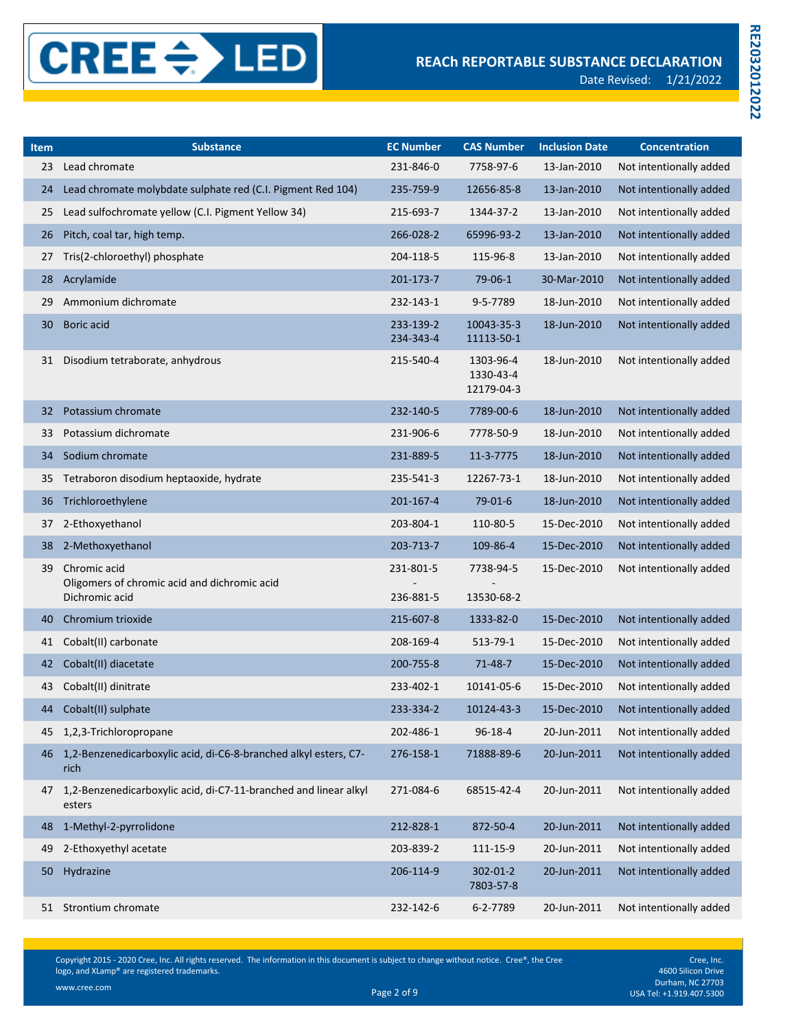| Item | Substance | EC Number | CAS Number | Inclusion Date | Concentration |
|---|---|---|---|---|---|
| 23 | Lead chromate | 231-846-0 | 7758-97-6 | 13-Jan-2010 | Not intentionally added |
| 24 | Lead chromate molybdate sulphate red (C.I. Pigment Red 104) | 235-759-9 | 12656-85-8 | 13-Jan-2010 | Not intentionally added |
| 25 | Lead sulfochromate yellow (C.I. Pigment Yellow 34) | 215-693-7 | 1344-37-2 | 13-Jan-2010 | Not intentionally added |
| 26 | Pitch, coal tar, high temp. | 266-028-2 | 65996-93-2 | 13-Jan-2010 | Not intentionally added |
| 27 | Tris(2-chloroethyl) phosphate | 204-118-5 | 115-96-8 | 13-Jan-2010 | Not intentionally added |
| 28 | Acrylamide | 201-173-7 | 79-06-1 | 30-Mar-2010 | Not intentionally added |
| 29 | Ammonium dichromate | 232-143-1 | 9-5-7789 | 18-Jun-2010 | Not intentionally added |
| 30 | Boric acid | 233-139-2<br>234-343-4 | 10043-35-3<br>11113-50-1 | 18-Jun-2010 | Not intentionally added |
| 31 | Disodium tetraborate, anhydrous | 215-540-4 | 1303-96-4<br>1330-43-4<br>12179-04-3 | 18-Jun-2010 | Not intentionally added |
| 32 | Potassium chromate | 232-140-5 | 7789-00-6 | 18-Jun-2010 | Not intentionally added |
| 33 | Potassium dichromate | 231-906-6 | 7778-50-9 | 18-Jun-2010 | Not intentionally added |
| 34 | Sodium chromate | 231-889-5 | 11-3-7775 | 18-Jun-2010 | Not intentionally added |
| 35 | Tetraboron disodium heptaoxide, hydrate | 235-541-3 | 12267-73-1 | 18-Jun-2010 | Not intentionally added |
| 36 | Trichloroethylene | 201-167-4 | 79-01-6 | 18-Jun-2010 | Not intentionally added |
| 37 | 2-Ethoxyethanol | 203-804-1 | 110-80-5 | 15-Dec-2010 | Not intentionally added |
| 38 | 2-Methoxyethanol | 203-713-7 | 109-86-4 | 15-Dec-2010 | Not intentionally added |
| 39 | Chromic acid<br>Oligomers of chromic acid and dichromic acid<br>Dichromic acid | 231-801-5<br>-<br>236-881-5 | 7738-94-5<br>-<br>13530-68-2 | 15-Dec-2010 | Not intentionally added |
| 40 | Chromium trioxide | 215-607-8 | 1333-82-0 | 15-Dec-2010 | Not intentionally added |
| 41 | Cobalt(II) carbonate | 208-169-4 | 513-79-1 | 15-Dec-2010 | Not intentionally added |
| 42 | Cobalt(II) diacetate | 200-755-8 | 71-48-7 | 15-Dec-2010 | Not intentionally added |
| 43 | Cobalt(II) dinitrate | 233-402-1 | 10141-05-6 | 15-Dec-2010 | Not intentionally added |
| 44 | Cobalt(II) sulphate | 233-334-2 | 10124-43-3 | 15-Dec-2010 | Not intentionally added |
| 45 | 1,2,3-Trichloropropane | 202-486-1 | 96-18-4 | 20-Jun-2011 | Not intentionally added |
| 46 | 1,2-Benzenedicarboxylic acid, di-C6-8-branched alkyl esters, C7-rich | 276-158-1 | 71888-89-6 | 20-Jun-2011 | Not intentionally added |
| 47 | 1,2-Benzenedicarboxylic acid, di-C7-11-branched and linear alkyl esters | 271-084-6 | 68515-42-4 | 20-Jun-2011 | Not intentionally added |
| 48 | 1-Methyl-2-pyrrolidone | 212-828-1 | 872-50-4 | 20-Jun-2011 | Not intentionally added |
| 49 | 2-Ethoxyethyl acetate | 203-839-2 | 111-15-9 | 20-Jun-2011 | Not intentionally added |
| 50 | Hydrazine | 206-114-9 | 302-01-2<br>7803-57-8 | 20-Jun-2011 | Not intentionally added |
| 51 | Strontium chromate | 232-142-6 | 6-2-7789 | 20-Jun-2011 | Not intentionally added |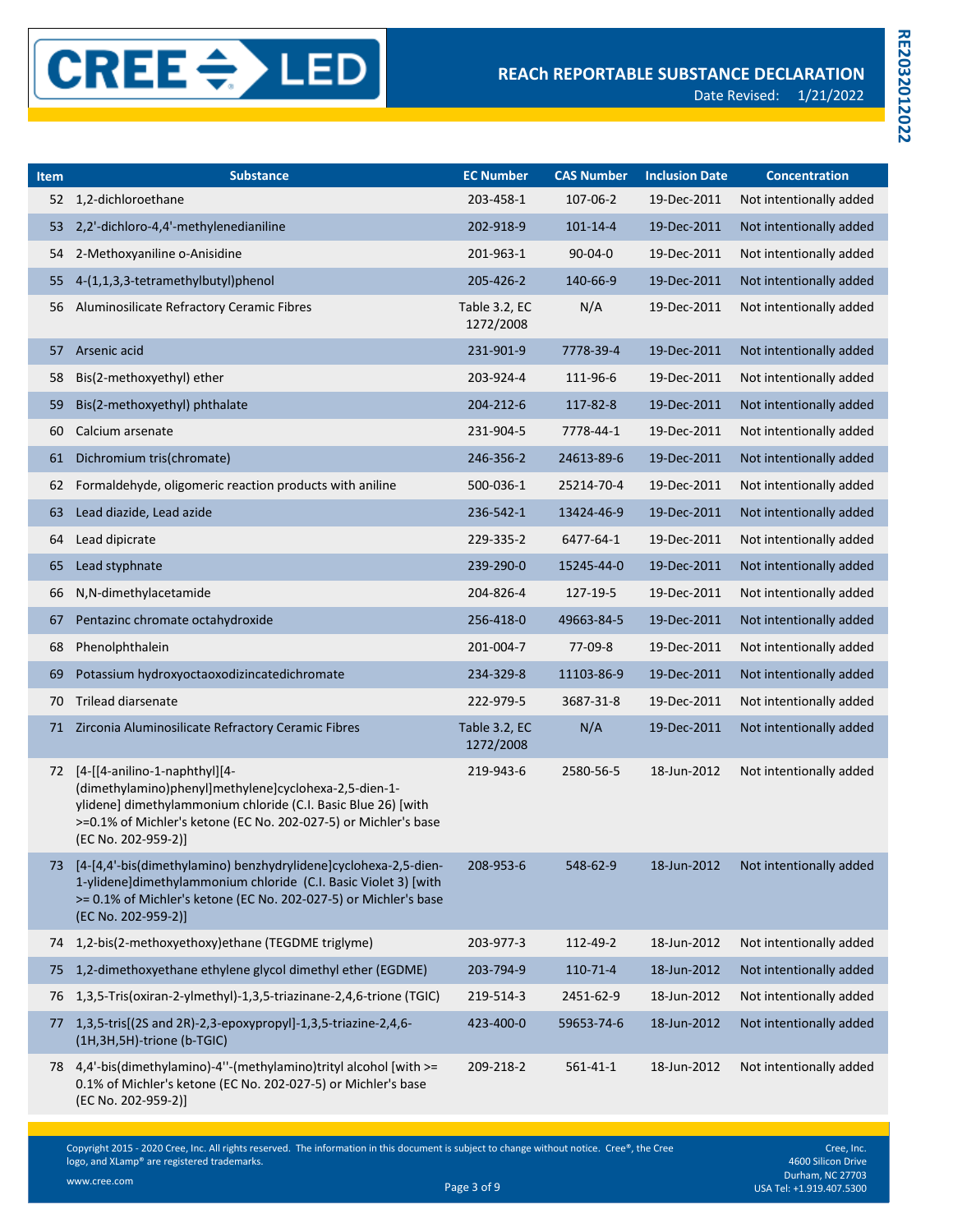| Item | Substance | EC Number | CAS Number | Inclusion Date | Concentration |
|---|---|---|---|---|---|
| 52 | 1,2-dichloroethane | 203-458-1 | 107-06-2 | 19-Dec-2011 | Not intentionally added |
| 53 | 2,2'-dichloro-4,4'-methylenedianiline | 202-918-9 | 101-14-4 | 19-Dec-2011 | Not intentionally added |
| 54 | 2-Methoxyaniline o-Anisidine | 201-963-1 | 90-04-0 | 19-Dec-2011 | Not intentionally added |
| 55 | 4-(1,1,3,3-tetramethylbutyl)phenol | 205-426-2 | 140-66-9 | 19-Dec-2011 | Not intentionally added |
| 56 | Aluminosilicate Refractory Ceramic Fibres | Table 3.2, EC 1272/2008 | N/A | 19-Dec-2011 | Not intentionally added |
| 57 | Arsenic acid | 231-901-9 | 7778-39-4 | 19-Dec-2011 | Not intentionally added |
| 58 | Bis(2-methoxyethyl) ether | 203-924-4 | 111-96-6 | 19-Dec-2011 | Not intentionally added |
| 59 | Bis(2-methoxyethyl) phthalate | 204-212-6 | 117-82-8 | 19-Dec-2011 | Not intentionally added |
| 60 | Calcium arsenate | 231-904-5 | 7778-44-1 | 19-Dec-2011 | Not intentionally added |
| 61 | Dichromium tris(chromate) | 246-356-2 | 24613-89-6 | 19-Dec-2011 | Not intentionally added |
| 62 | Formaldehyde, oligomeric reaction products with aniline | 500-036-1 | 25214-70-4 | 19-Dec-2011 | Not intentionally added |
| 63 | Lead diazide, Lead azide | 236-542-1 | 13424-46-9 | 19-Dec-2011 | Not intentionally added |
| 64 | Lead dipicrate | 229-335-2 | 6477-64-1 | 19-Dec-2011 | Not intentionally added |
| 65 | Lead styphnate | 239-290-0 | 15245-44-0 | 19-Dec-2011 | Not intentionally added |
| 66 | N,N-dimethylacetamide | 204-826-4 | 127-19-5 | 19-Dec-2011 | Not intentionally added |
| 67 | Pentazinc chromate octahydroxide | 256-418-0 | 49663-84-5 | 19-Dec-2011 | Not intentionally added |
| 68 | Phenolphthalein | 201-004-7 | 77-09-8 | 19-Dec-2011 | Not intentionally added |
| 69 | Potassium hydroxyoctaoxodizincatedichromate | 234-329-8 | 11103-86-9 | 19-Dec-2011 | Not intentionally added |
| 70 | Trilead diarsenate | 222-979-5 | 3687-31-8 | 19-Dec-2011 | Not intentionally added |
| 71 | Zirconia Aluminosilicate Refractory Ceramic Fibres | Table 3.2, EC 1272/2008 | N/A | 19-Dec-2011 | Not intentionally added |
| 72 | [4-[[4-anilino-1-naphthyl][4-(dimethylamino)phenyl]methylene]cyclohexa-2,5-dien-1-ylidene] dimethylammonium chloride (C.I. Basic Blue 26) [with >=0.1% of Michler's ketone (EC No. 202-027-5) or Michler's base (EC No. 202-959-2)] | 219-943-6 | 2580-56-5 | 18-Jun-2012 | Not intentionally added |
| 73 | [4-[4,4'-bis(dimethylamino) benzhydrylidene]cyclohexa-2,5-dien-1-ylidene]dimethylammonium chloride (C.I. Basic Violet 3) [with >= 0.1% of Michler's ketone (EC No. 202-027-5) or Michler's base (EC No. 202-959-2)] | 208-953-6 | 548-62-9 | 18-Jun-2012 | Not intentionally added |
| 74 | 1,2-bis(2-methoxyethoxy)ethane (TEGDME triglyme) | 203-977-3 | 112-49-2 | 18-Jun-2012 | Not intentionally added |
| 75 | 1,2-dimethoxyethane ethylene glycol dimethyl ether (EGDME) | 203-794-9 | 110-71-4 | 18-Jun-2012 | Not intentionally added |
| 76 | 1,3,5-Tris(oxiran-2-ylmethyl)-1,3,5-triazinane-2,4,6-trione (TGIC) | 219-514-3 | 2451-62-9 | 18-Jun-2012 | Not intentionally added |
| 77 | 1,3,5-tris[(2S and 2R)-2,3-epoxypropyl]-1,3,5-triazine-2,4,6-(1H,3H,5H)-trione (b-TGIC) | 423-400-0 | 59653-74-6 | 18-Jun-2012 | Not intentionally added |
| 78 | 4,4'-bis(dimethylamino)-4''-(methylamino)trityl alcohol [with >= 0.1% of Michler's ketone (EC No. 202-027-5) or Michler's base (EC No. 202-959-2)] | 209-218-2 | 561-41-1 | 18-Jun-2012 | Not intentionally added |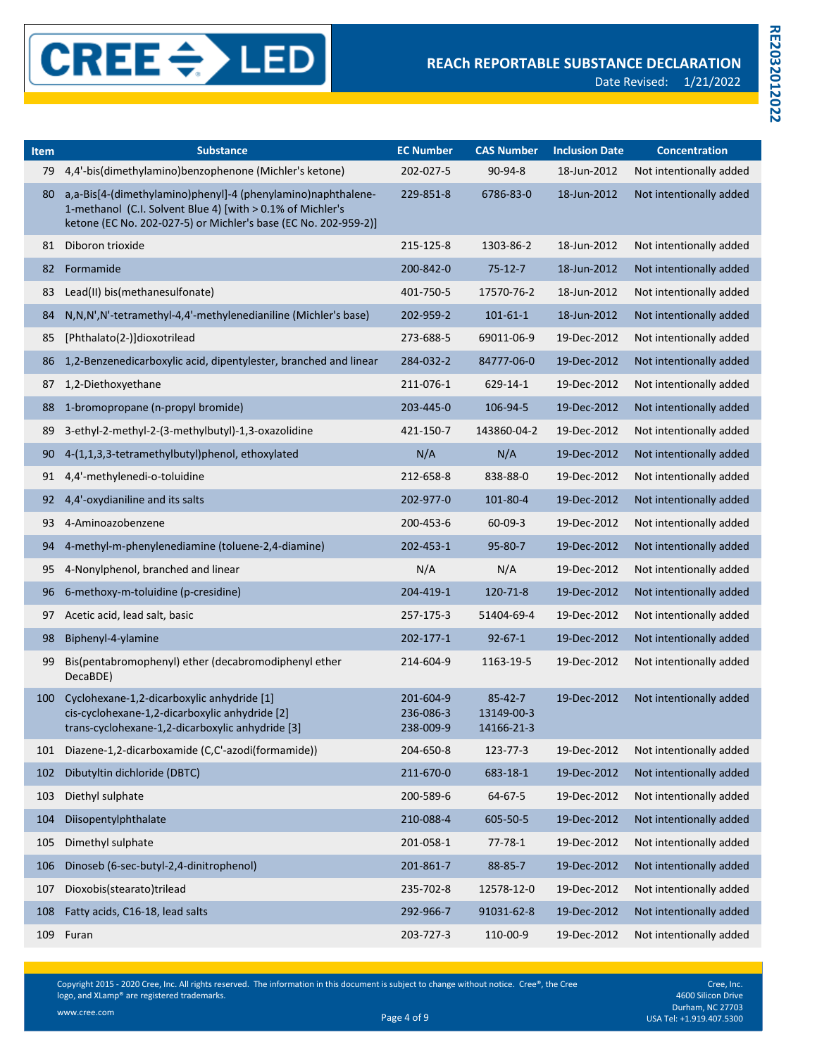| Item | Substance | EC Number | CAS Number | Inclusion Date | Concentration |
|---|---|---|---|---|---|
| 79 | 4,4'-bis(dimethylamino)benzophenone (Michler's ketone) | 202-027-5 | 90-94-8 | 18-Jun-2012 | Not intentionally added |
| 80 | a,a-Bis[4-(dimethylamino)phenyl]-4 (phenylamino)naphthalene-1-methanol (C.I. Solvent Blue 4) [with > 0.1% of Michler's ketone (EC No. 202-027-5) or Michler's base (EC No. 202-959-2)] | 229-851-8 | 6786-83-0 | 18-Jun-2012 | Not intentionally added |
| 81 | Diboron trioxide | 215-125-8 | 1303-86-2 | 18-Jun-2012 | Not intentionally added |
| 82 | Formamide | 200-842-0 | 75-12-7 | 18-Jun-2012 | Not intentionally added |
| 83 | Lead(II) bis(methanesulfonate) | 401-750-5 | 17570-76-2 | 18-Jun-2012 | Not intentionally added |
| 84 | N,N,N',N'-tetramethyl-4,4'-methylenedianiline (Michler's base) | 202-959-2 | 101-61-1 | 18-Jun-2012 | Not intentionally added |
| 85 | [Phthalato(2-)]dioxotrilead | 273-688-5 | 69011-06-9 | 19-Dec-2012 | Not intentionally added |
| 86 | 1,2-Benzenedicarboxylic acid, dipentylester, branched and linear | 284-032-2 | 84777-06-0 | 19-Dec-2012 | Not intentionally added |
| 87 | 1,2-Diethoxyethane | 211-076-1 | 629-14-1 | 19-Dec-2012 | Not intentionally added |
| 88 | 1-bromopropane (n-propyl bromide) | 203-445-0 | 106-94-5 | 19-Dec-2012 | Not intentionally added |
| 89 | 3-ethyl-2-methyl-2-(3-methylbutyl)-1,3-oxazolidine | 421-150-7 | 143860-04-2 | 19-Dec-2012 | Not intentionally added |
| 90 | 4-(1,1,3,3-tetramethylbutyl)phenol, ethoxylated | N/A | N/A | 19-Dec-2012 | Not intentionally added |
| 91 | 4,4'-methylenedi-o-toluidine | 212-658-8 | 838-88-0 | 19-Dec-2012 | Not intentionally added |
| 92 | 4,4'-oxydianiline and its salts | 202-977-0 | 101-80-4 | 19-Dec-2012 | Not intentionally added |
| 93 | 4-Aminoazobenzene | 200-453-6 | 60-09-3 | 19-Dec-2012 | Not intentionally added |
| 94 | 4-methyl-m-phenylenediamine (toluene-2,4-diamine) | 202-453-1 | 95-80-7 | 19-Dec-2012 | Not intentionally added |
| 95 | 4-Nonylphenol, branched and linear | N/A | N/A | 19-Dec-2012 | Not intentionally added |
| 96 | 6-methoxy-m-toluidine (p-cresidine) | 204-419-1 | 120-71-8 | 19-Dec-2012 | Not intentionally added |
| 97 | Acetic acid, lead salt, basic | 257-175-3 | 51404-69-4 | 19-Dec-2012 | Not intentionally added |
| 98 | Biphenyl-4-ylamine | 202-177-1 | 92-67-1 | 19-Dec-2012 | Not intentionally added |
| 99 | Bis(pentabromophenyl) ether (decabromodiphenyl ether DecaBDE) | 214-604-9 | 1163-19-5 | 19-Dec-2012 | Not intentionally added |
| 100 | Cyclohexane-1,2-dicarboxylic anhydride [1]<br>cis-cyclohexane-1,2-dicarboxylic anhydride [2]<br>trans-cyclohexane-1,2-dicarboxylic anhydride [3] | 201-604-9<br>236-086-3<br>238-009-9 | 85-42-7<br>13149-00-3<br>14166-21-3 | 19-Dec-2012 | Not intentionally added |
| 101 | Diazene-1,2-dicarboxamide (C,C'-azodi(formamide)) | 204-650-8 | 123-77-3 | 19-Dec-2012 | Not intentionally added |
| 102 | Dibutyltin dichloride (DBTC) | 211-670-0 | 683-18-1 | 19-Dec-2012 | Not intentionally added |
| 103 | Diethyl sulphate | 200-589-6 | 64-67-5 | 19-Dec-2012 | Not intentionally added |
| 104 | Diisopentylphthalate | 210-088-4 | 605-50-5 | 19-Dec-2012 | Not intentionally added |
| 105 | Dimethyl sulphate | 201-058-1 | 77-78-1 | 19-Dec-2012 | Not intentionally added |
| 106 | Dinoseb (6-sec-butyl-2,4-dinitrophenol) | 201-861-7 | 88-85-7 | 19-Dec-2012 | Not intentionally added |
| 107 | Dioxobis(stearato)trilead | 235-702-8 | 12578-12-0 | 19-Dec-2012 | Not intentionally added |
| 108 | Fatty acids, C16-18, lead salts | 292-966-7 | 91031-62-8 | 19-Dec-2012 | Not intentionally added |
| 109 | Furan | 203-727-3 | 110-00-9 | 19-Dec-2012 | Not intentionally added |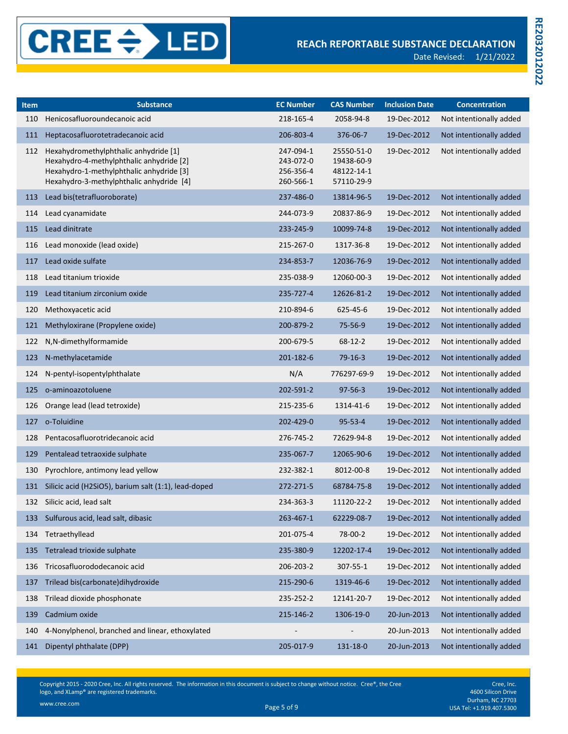# REACh REPORTABLE SUBSTANCE DECLARATION

Date Revised: 1/21/2022

| Item | Substance | EC Number | CAS Number | Inclusion Date | Concentration |
|---|---|---|---|---|---|
| 110 | Henicosafluoroundecanoic acid | 218-165-4 | 2058-94-8 | 19-Dec-2012 | Not intentionally added |
| 111 | Heptacosafluorotetradecanoic acid | 206-803-4 | 376-06-7 | 19-Dec-2012 | Not intentionally added |
| 112 | Hexahydromethylphthalic anhydride [1]<br>Hexahydro-4-methylphthalic anhydride [2]<br>Hexahydro-1-methylphthalic anhydride [3]<br>Hexahydro-3-methylphthalic anhydride [4] | 247-094-1<br>243-072-0<br>256-356-4<br>260-566-1 | 25550-51-0<br>19438-60-9<br>48122-14-1<br>57110-29-9 | 19-Dec-2012 | Not intentionally added |
| 113 | Lead bis(tetrafluoroborate) | 237-486-0 | 13814-96-5 | 19-Dec-2012 | Not intentionally added |
| 114 | Lead cyanamidate | 244-073-9 | 20837-86-9 | 19-Dec-2012 | Not intentionally added |
| 115 | Lead dinitrate | 233-245-9 | 10099-74-8 | 19-Dec-2012 | Not intentionally added |
| 116 | Lead monoxide (lead oxide) | 215-267-0 | 1317-36-8 | 19-Dec-2012 | Not intentionally added |
| 117 | Lead oxide sulfate | 234-853-7 | 12036-76-9 | 19-Dec-2012 | Not intentionally added |
| 118 | Lead titanium trioxide | 235-038-9 | 12060-00-3 | 19-Dec-2012 | Not intentionally added |
| 119 | Lead titanium zirconium oxide | 235-727-4 | 12626-81-2 | 19-Dec-2012 | Not intentionally added |
| 120 | Methoxyacetic acid | 210-894-6 | 625-45-6 | 19-Dec-2012 | Not intentionally added |
| 121 | Methyloxirane (Propylene oxide) | 200-879-2 | 75-56-9 | 19-Dec-2012 | Not intentionally added |
| 122 | N,N-dimethylformamide | 200-679-5 | 68-12-2 | 19-Dec-2012 | Not intentionally added |
| 123 | N-methylacetamide | 201-182-6 | 79-16-3 | 19-Dec-2012 | Not intentionally added |
| 124 | N-pentyl-isopentylphthalate | N/A | 776297-69-9 | 19-Dec-2012 | Not intentionally added |
| 125 | o-aminoazotoluene | 202-591-2 | 97-56-3 | 19-Dec-2012 | Not intentionally added |
| 126 | Orange lead (lead tetroxide) | 215-235-6 | 1314-41-6 | 19-Dec-2012 | Not intentionally added |
| 127 | o-Toluidine | 202-429-0 | 95-53-4 | 19-Dec-2012 | Not intentionally added |
| 128 | Pentacosafluorotridecanoic acid | 276-745-2 | 72629-94-8 | 19-Dec-2012 | Not intentionally added |
| 129 | Pentalead tetraoxide sulphate | 235-067-7 | 12065-90-6 | 19-Dec-2012 | Not intentionally added |
| 130 | Pyrochlore, antimony lead yellow | 232-382-1 | 8012-00-8 | 19-Dec-2012 | Not intentionally added |
| 131 | Silicic acid (H2SiO5), barium salt (1:1), lead-doped | 272-271-5 | 68784-75-8 | 19-Dec-2012 | Not intentionally added |
| 132 | Silicic acid, lead salt | 234-363-3 | 11120-22-2 | 19-Dec-2012 | Not intentionally added |
| 133 | Sulfurous acid, lead salt, dibasic | 263-467-1 | 62229-08-7 | 19-Dec-2012 | Not intentionally added |
| 134 | Tetraethyllead | 201-075-4 | 78-00-2 | 19-Dec-2012 | Not intentionally added |
| 135 | Tetralead trioxide sulphate | 235-380-9 | 12202-17-4 | 19-Dec-2012 | Not intentionally added |
| 136 | Tricosafluorododecanoic acid | 206-203-2 | 307-55-1 | 19-Dec-2012 | Not intentionally added |
| 137 | Trilead bis(carbonate)dihydroxide | 215-290-6 | 1319-46-6 | 19-Dec-2012 | Not intentionally added |
| 138 | Trilead dioxide phosphonate | 235-252-2 | 12141-20-7 | 19-Dec-2012 | Not intentionally added |
| 139 | Cadmium oxide | 215-146-2 | 1306-19-0 | 20-Jun-2013 | Not intentionally added |
| 140 | 4-Nonylphenol, branched and linear, ethoxylated | - | - | 20-Jun-2013 | Not intentionally added |
| 141 | Dipentyl phthalate (DPP) | 205-017-9 | 131-18-0 | 20-Jun-2013 | Not intentionally added |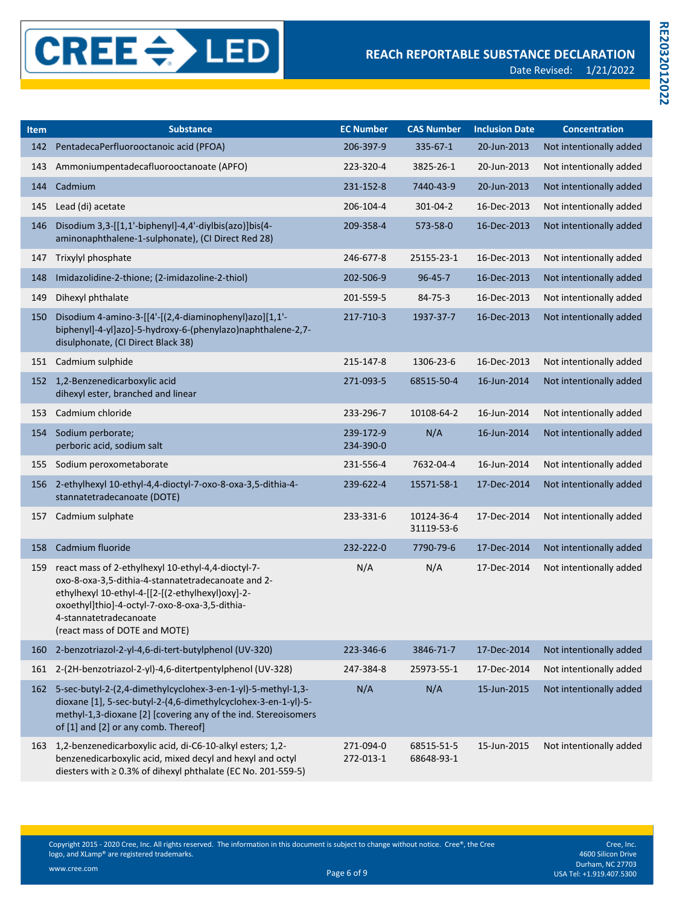# REACh REPORTABLE SUBSTANCE DECLARATION

Date Revised: 1/21/2022

RE20320122022

| Item | Substance | EC Number | CAS Number | Inclusion Date | Concentration |
|---|---|---|---|---|---|
| 142 | PentadecaPerfluorooctanoic acid (PFOA) | 206-397-9 | 335-67-1 | 20-Jun-2013 | Not intentionally added |
| 143 | Ammoniumpentadecafluorooctanoate (APFO) | 223-320-4 | 3825-26-1 | 20-Jun-2013 | Not intentionally added |
| 144 | Cadmium | 231-152-8 | 7440-43-9 | 20-Jun-2013 | Not intentionally added |
| 145 | Lead (di) acetate | 206-104-4 | 301-04-2 | 16-Dec-2013 | Not intentionally added |
| 146 | Disodium 3,3-[[1,1'-biphenyl]-4,4'-diylbis(azo)]bis(4-aminonaphthalene-1-sulphonate), (CI Direct Red 28) | 209-358-4 | 573-58-0 | 16-Dec-2013 | Not intentionally added |
| 147 | Trixylyl phosphate | 246-677-8 | 25155-23-1 | 16-Dec-2013 | Not intentionally added |
| 148 | Imidazolidine-2-thione; (2-imidazoline-2-thiol) | 202-506-9 | 96-45-7 | 16-Dec-2013 | Not intentionally added |
| 149 | Dihexyl phthalate | 201-559-5 | 84-75-3 | 16-Dec-2013 | Not intentionally added |
| 150 | Disodium 4-amino-3-[[4'-[(2,4-diaminophenyl)azo][1,1'-biphenyl]-4-yl]azo]-5-hydroxy-6-(phenylazo)naphthalene-2,7-disulphonate, (CI Direct Black 38) | 217-710-3 | 1937-37-7 | 16-Dec-2013 | Not intentionally added |
| 151 | Cadmium sulphide | 215-147-8 | 1306-23-6 | 16-Dec-2013 | Not intentionally added |
| 152 | 1,2-Benzenedicarboxylic acid dihexyl ester, branched and linear | 271-093-5 | 68515-50-4 | 16-Jun-2014 | Not intentionally added |
| 153 | Cadmium chloride | 233-296-7 | 10108-64-2 | 16-Jun-2014 | Not intentionally added |
| 154 | Sodium perborate; perboric acid, sodium salt | 239-172-9 234-390-0 | N/A | 16-Jun-2014 | Not intentionally added |
| 155 | Sodium peroxometaborate | 231-556-4 | 7632-04-4 | 16-Jun-2014 | Not intentionally added |
| 156 | 2-ethylhexyl 10-ethyl-4,4-dioctyl-7-oxo-8-oxa-3,5-dithia-4-stannatetradecanoate (DOTE) | 239-622-4 | 15571-58-1 | 17-Dec-2014 | Not intentionally added |
| 157 | Cadmium sulphate | 233-331-6 | 10124-36-4 31119-53-6 | 17-Dec-2014 | Not intentionally added |
| 158 | Cadmium fluoride | 232-222-0 | 7790-79-6 | 17-Dec-2014 | Not intentionally added |
| 159 | react mass of 2-ethylhexyl 10-ethyl-4,4-dioctyl-7-oxo-8-oxa-3,5-dithia-4-stannatetradecanoate and 2-ethylhexyl 10-ethyl-4-[[2-[(2-ethylhexyl)oxy]-2-oxoethyl]thio]-4-octyl-7-oxo-8-oxa-3,5-dithia-4-stannatetradecanoate (react mass of DOTE and MOTE) | N/A | N/A | 17-Dec-2014 | Not intentionally added |
| 160 | 2-benzotriazol-2-yl-4,6-di-tert-butylphenol (UV-320) | 223-346-6 | 3846-71-7 | 17-Dec-2014 | Not intentionally added |
| 161 | 2-(2H-benzotriazol-2-yl)-4,6-ditertpentylphenol (UV-328) | 247-384-8 | 25973-55-1 | 17-Dec-2014 | Not intentionally added |
| 162 | 5-sec-butyl-2-(2,4-dimethylcyclohex-3-en-1-yl)-5-methyl-1,3-dioxane [1], 5-sec-butyl-2-(4,6-dimethylcyclohex-3-en-1-yl)-5-methyl-1,3-dioxane [2] [covering any of the ind. Stereoisomers of [1] and [2] or any comb. Thereof] | N/A | N/A | 15-Jun-2015 | Not intentionally added |
| 163 | 1,2-benzenedicarboxylic acid, di-C6-10-alkyl esters; 1,2-benzenedicarboxylic acid, mixed decyl and hexyl and octyl diesters with ≥ 0.3% of dihexyl phthalate (EC No. 201-559-5) | 271-094-0 272-013-1 | 68515-51-5 68648-93-1 | 15-Jun-2015 | Not intentionally added |

Copyright 2015 - 2020 Cree, Inc. All rights reserved. The information in this document is subject to change without notice. Cree®, the Cree logo, and XLamp® are registered trademarks.

www.cree.com

Cree, Inc.
4600 Silicon Drive
Durham, NC 27703
USA Tel: +1.919.407.5300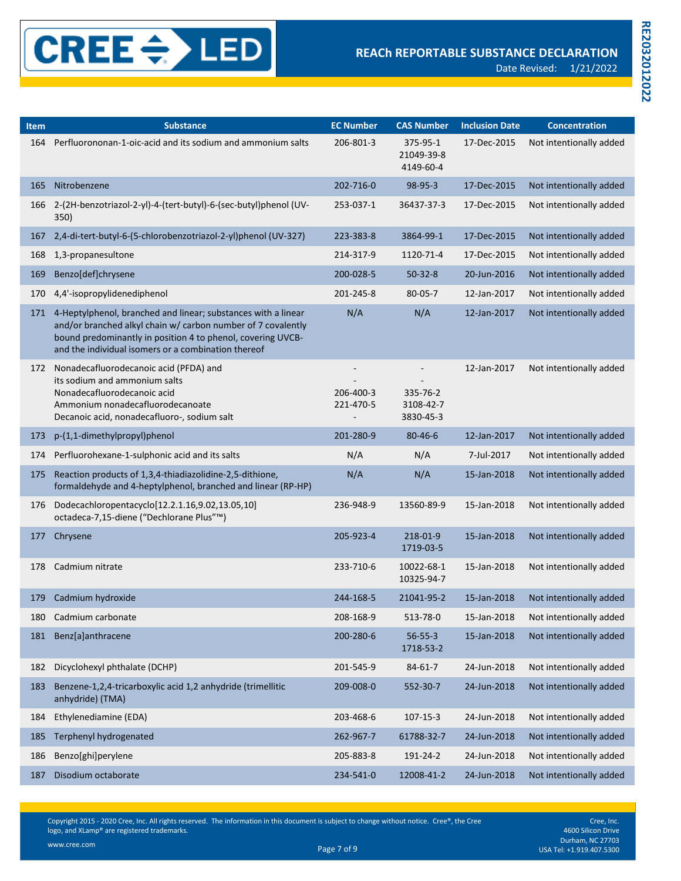| Item | Substance | EC Number | CAS Number | Inclusion Date | Concentration |
|---|---|---|---|---|---|
| 164 | Perfluorononan-1-oic-acid and its sodium and ammonium salts | 206-801-3 | 375-95-1<br>21049-39-8<br>4149-60-4 | 17-Dec-2015 | Not intentionally added |
| 165 | Nitrobenzene | 202-716-0 | 98-95-3 | 17-Dec-2015 | Not intentionally added |
| 166 | 2-(2H-benzotriazol-2-yl)-4-(tert-butyl)-6-(sec-butyl)phenol (UV-350) | 253-037-1 | 36437-37-3 | 17-Dec-2015 | Not intentionally added |
| 167 | 2,4-di-tert-butyl-6-(5-chlorobenzotriazol-2-yl)phenol (UV-327) | 223-383-8 | 3864-99-1 | 17-Dec-2015 | Not intentionally added |
| 168 | 1,3-propanesultone | 214-317-9 | 1120-71-4 | 17-Dec-2015 | Not intentionally added |
| 169 | Benzo[def]chrysene | 200-028-5 | 50-32-8 | 20-Jun-2016 | Not intentionally added |
| 170 | 4,4'-isopropylidenediphenol | 201-245-8 | 80-05-7 | 12-Jan-2017 | Not intentionally added |
| 171 | 4-Heptylphenol, branched and linear; substances with a linear and/or branched alkyl chain w/ carbon number of 7 covalently bound predominantly in position 4 to phenol, covering UVCB- and the individual isomers or a combination thereof | N/A | N/A | 12-Jan-2017 | Not intentionally added |
| 172 | Nonadecafluorodecanoic acid (PFDA) and<br>its sodium and ammonium salts<br>Nonadecafluorodecanoic acid<br>Ammonium nonadecafluorodecanoate<br>Decanoic acid, nonadecafluoro-, sodium salt | -<br>-<br>206-400-3<br>221-470-5<br>- | -<br>-<br>335-76-2<br>3108-42-7<br>3830-45-3 | 12-Jan-2017 | Not intentionally added |
| 173 | p-(1,1-dimethylpropyl)phenol | 201-280-9 | 80-46-6 | 12-Jan-2017 | Not intentionally added |
| 174 | Perfluorohexane-1-sulphonic acid and its salts | N/A | N/A | 7-Jul-2017 | Not intentionally added |
| 175 | Reaction products of 1,3,4-thiadiazolidine-2,5-dithione, formaldehyde and 4-heptylphenol, branched and linear (RP-HP) | N/A | N/A | 15-Jan-2018 | Not intentionally added |
| 176 | Dodecachloropentacyclo[12.2.1.16,9.02,13.05,10] octadeca-7,15-diene ("Dechlorane Plus"™) | 236-948-9 | 13560-89-9 | 15-Jan-2018 | Not intentionally added |
| 177 | Chrysene | 205-923-4 | 218-01-9<br>1719-03-5 | 15-Jan-2018 | Not intentionally added |
| 178 | Cadmium nitrate | 233-710-6 | 10022-68-1<br>10325-94-7 | 15-Jan-2018 | Not intentionally added |
| 179 | Cadmium hydroxide | 244-168-5 | 21041-95-2 | 15-Jan-2018 | Not intentionally added |
| 180 | Cadmium carbonate | 208-168-9 | 513-78-0 | 15-Jan-2018 | Not intentionally added |
| 181 | Benz[a]anthracene | 200-280-6 | 56-55-3<br>1718-53-2 | 15-Jan-2018 | Not intentionally added |
| 182 | Dicyclohexyl phthalate (DCHP) | 201-545-9 | 84-61-7 | 24-Jun-2018 | Not intentionally added |
| 183 | Benzene-1,2,4-tricarboxylic acid 1,2 anhydride (trimellitic anhydride) (TMA) | 209-008-0 | 552-30-7 | 24-Jun-2018 | Not intentionally added |
| 184 | Ethylenediamine (EDA) | 203-468-6 | 107-15-3 | 24-Jun-2018 | Not intentionally added |
| 185 | Terphenyl hydrogenated | 262-967-7 | 61788-32-7 | 24-Jun-2018 | Not intentionally added |
| 186 | Benzo[ghi]perylene | 205-883-8 | 191-24-2 | 24-Jun-2018 | Not intentionally added |
| 187 | Disodium octaborate | 234-541-0 | 12008-41-2 | 24-Jun-2018 | Not intentionally added |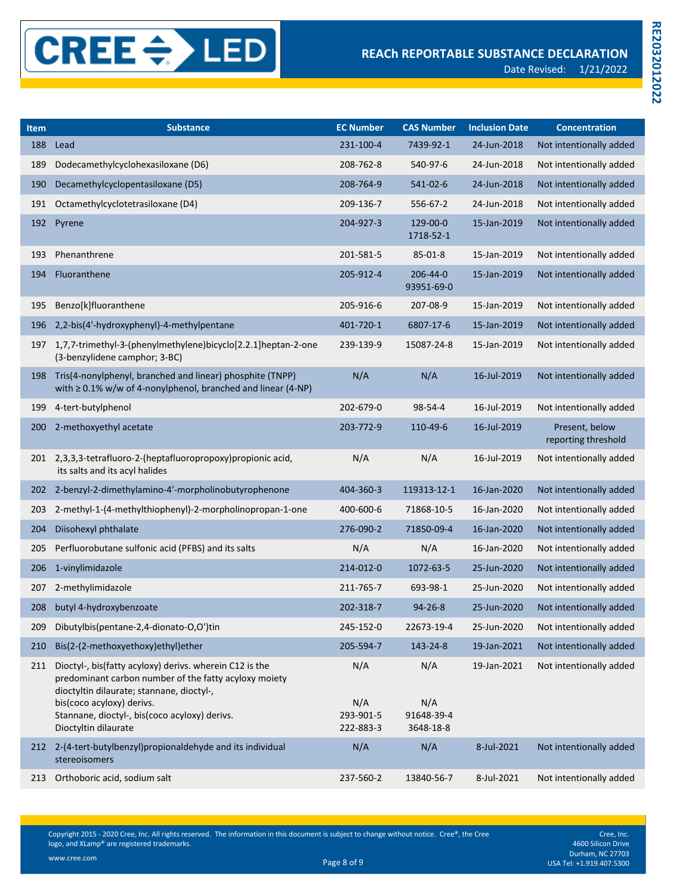| Item | Substance | EC Number | CAS Number | Inclusion Date | Concentration |
|---|---|---|---|---|---|
| 188 | Lead | 231-100-4 | 7439-92-1 | 24-Jun-2018 | Not intentionally added |
| 189 | Dodecamethylcyclohexasiloxane (D6) | 208-762-8 | 540-97-6 | 24-Jun-2018 | Not intentionally added |
| 190 | Decamethylcyclopentasiloxane (D5) | 208-764-9 | 541-02-6 | 24-Jun-2018 | Not intentionally added |
| 191 | Octamethylcyclotetrasiloxane (D4) | 209-136-7 | 556-67-2 | 24-Jun-2018 | Not intentionally added |
| 192 | Pyrene | 204-927-3 | 129-00-0<br>1718-52-1 | 15-Jan-2019 | Not intentionally added |
| 193 | Phenanthrene | 201-581-5 | 85-01-8 | 15-Jan-2019 | Not intentionally added |
| 194 | Fluoranthene | 205-912-4 | 206-44-0<br>93951-69-0 | 15-Jan-2019 | Not intentionally added |
| 195 | Benzo[k]fluoranthene | 205-916-6 | 207-08-9 | 15-Jan-2019 | Not intentionally added |
| 196 | 2,2-bis(4'-hydroxyphenyl)-4-methylpentane | 401-720-1 | 6807-17-6 | 15-Jan-2019 | Not intentionally added |
| 197 | 1,7,7-trimethyl-3-(phenylmethylene)bicyclo[2.2.1]heptan-2-one (3-benzylidene camphor; 3-BC) | 239-139-9 | 15087-24-8 | 15-Jan-2019 | Not intentionally added |
| 198 | Tris(4-nonylphenyl, branched and linear) phosphite (TNPP) with ≥ 0.1% w/w of 4-nonylphenol, branched and linear (4-NP) | N/A | N/A | 16-Jul-2019 | Not intentionally added |
| 199 | 4-tert-butylphenol | 202-679-0 | 98-54-4 | 16-Jul-2019 | Not intentionally added |
| 200 | 2-methoxyethyl acetate | 203-772-9 | 110-49-6 | 16-Jul-2019 | Present, below reporting threshold |
| 201 | 2,3,3,3-tetrafluoro-2-(heptafluoropropoxy)propionic acid, its salts and its acyl halides | N/A | N/A | 16-Jul-2019 | Not intentionally added |
| 202 | 2-benzyl-2-dimethylamino-4'-morpholinobutyrophenone | 404-360-3 | 119313-12-1 | 16-Jan-2020 | Not intentionally added |
| 203 | 2-methyl-1-(4-methylthiophenyl)-2-morpholinopropan-1-one | 400-600-6 | 71868-10-5 | 16-Jan-2020 | Not intentionally added |
| 204 | Diisohexyl phthalate | 276-090-2 | 71850-09-4 | 16-Jan-2020 | Not intentionally added |
| 205 | Perfluorobutane sulfonic acid (PFBS) and its salts | N/A | N/A | 16-Jan-2020 | Not intentionally added |
| 206 | 1-vinylimidazole | 214-012-0 | 1072-63-5 | 25-Jun-2020 | Not intentionally added |
| 207 | 2-methylimidazole | 211-765-7 | 693-98-1 | 25-Jun-2020 | Not intentionally added |
| 208 | butyl 4-hydroxybenzoate | 202-318-7 | 94-26-8 | 25-Jun-2020 | Not intentionally added |
| 209 | Dibutylbis(pentane-2,4-dionato-O,O')tin | 245-152-0 | 22673-19-4 | 25-Jun-2020 | Not intentionally added |
| 210 | Bis(2-(2-methoxyethoxy)ethyl)ether | 205-594-7 | 143-24-8 | 19-Jan-2021 | Not intentionally added |
| 211 | Dioctyl-, bis(fatty acyloxy) derivs. wherein C12 is the predominant carbon number of the fatty acyloxy moiety dioctyltin dilaurate; stannane, dioctyl-,<br>bis(coco acyloxy) derivs.<br>Stannane, dioctyl-, bis(coco acyloxy) derivs.<br>Dioctyltin dilaurate | N/A<br><br>N/A<br>293-901-5<br>222-883-3 | N/A<br><br>N/A<br>91648-39-4<br>3648-18-8 | 19-Jan-2021 | Not intentionally added |
| 212 | 2-(4-tert-butylbenzyl)propionaldehyde and its individual stereoisomers | N/A | N/A | 8-Jul-2021 | Not intentionally added |
| 213 | Orthoboric acid, sodium salt | 237-560-2 | 13840-56-7 | 8-Jul-2021 | Not intentionally added |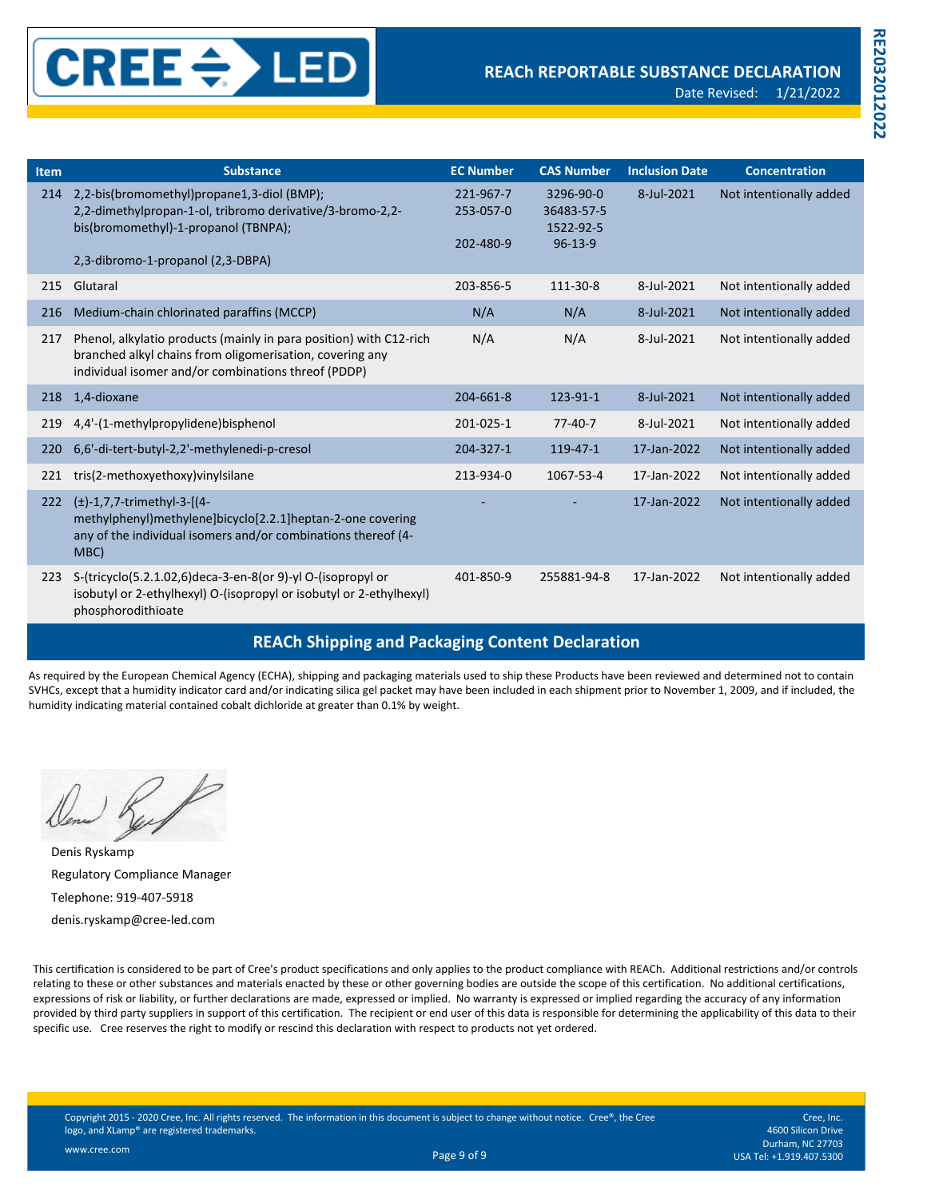| Item | Substance | EC Number | CAS Number | Inclusion Date | Concentration |
|---|---|---|---|---|---|
| 214 | 2,2-bis(bromomethyl)propane1,3-diol (BMP); 2,2-dimethylpropan-1-ol, tribromo derivative/3-bromo-2,2-bis(bromomethyl)-1-propanol (TBNPA); 2,3-dibromo-1-propanol (2,3-DBPA) | 221-967-7 253-057-0 202-480-9 | 3296-90-0 36483-57-5 1522-92-5 96-13-9 | 8-Jul-2021 | Not intentionally added |
| 215 | Glutaral | 203-856-5 | 111-30-8 | 8-Jul-2021 | Not intentionally added |
| 216 | Medium-chain chlorinated paraffins (MCCP) | N/A | N/A | 8-Jul-2021 | Not intentionally added |
| 217 | Phenol, alkylatio products (mainly in para position) with C12-rich branched alkyl chains from oligomerisation, covering any individual isomer and/or combinations threof (PDDP) | N/A | N/A | 8-Jul-2021 | Not intentionally added |
| 218 | 1,4-dioxane | 204-661-8 | 123-91-1 | 8-Jul-2021 | Not intentionally added |
| 219 | 4,4'-(1-methylpropylidene)bisphenol | 201-025-1 | 77-40-7 | 8-Jul-2021 | Not intentionally added |
| 220 | 6,6'-di-tert-butyl-2,2'-methylenedi-p-cresol | 204-327-1 | 119-47-1 | 17-Jan-2022 | Not intentionally added |
| 221 | tris(2-methoxyethoxy)vinylsilane | 213-934-0 | 1067-53-4 | 17-Jan-2022 | Not intentionally added |
| 222 | (±)-1,7,7-trimethyl-3-[(4-methylphenyl)methylene]bicyclo[2.2.1]heptan-2-one covering any of the individual isomers and/or combinations thereof (4-MBC) | - | - | 17-Jan-2022 | Not intentionally added |
| 223 | S-(tricyclo(5.2.1.02,6)deca-3-en-8(or 9)-yl O-(isopropyl or isobutyl or 2-ethylhexyl) O-(isopropyl or isobutyl or 2-ethylhexyl) phosphorodithioate | 401-850-9 | 255881-94-8 | 17-Jan-2022 | Not intentionally added |

## REACh Shipping and Packaging Content Declaration

As required by the European Chemical Agency (ECHA), shipping and packaging materials used to ship these Products have been reviewed and determined not to contain SVHCs, except that a humidity indicator card and/or indicating silica gel packet may have been included in each shipment prior to November 1, 2009, and if included, the humidity indicating material contained cobalt dichloride at greater than 0.1% by weight.

Denis Ryskamp
Regulatory Compliance Manager
Telephone: 919-407-5918
denis.ryskamp@cree-led.com

This certification is considered to be part of Cree's product specifications and only applies to the product compliance with REACh. Additional restrictions and/or controls relating to these or other substances and materials enacted by these or other governing bodies are outside the scope of this certification. No additional certifications, expressions of risk or liability, or further declarations are made, expressed or implied. No warranty is expressed or implied regarding the accuracy of any information provided by third party suppliers in support of this certification. The recipient or end user of this data is responsible for determining the applicability of this data to their specific use. Cree reserves the right to modify or rescind this declaration with respect to products not yet ordered.